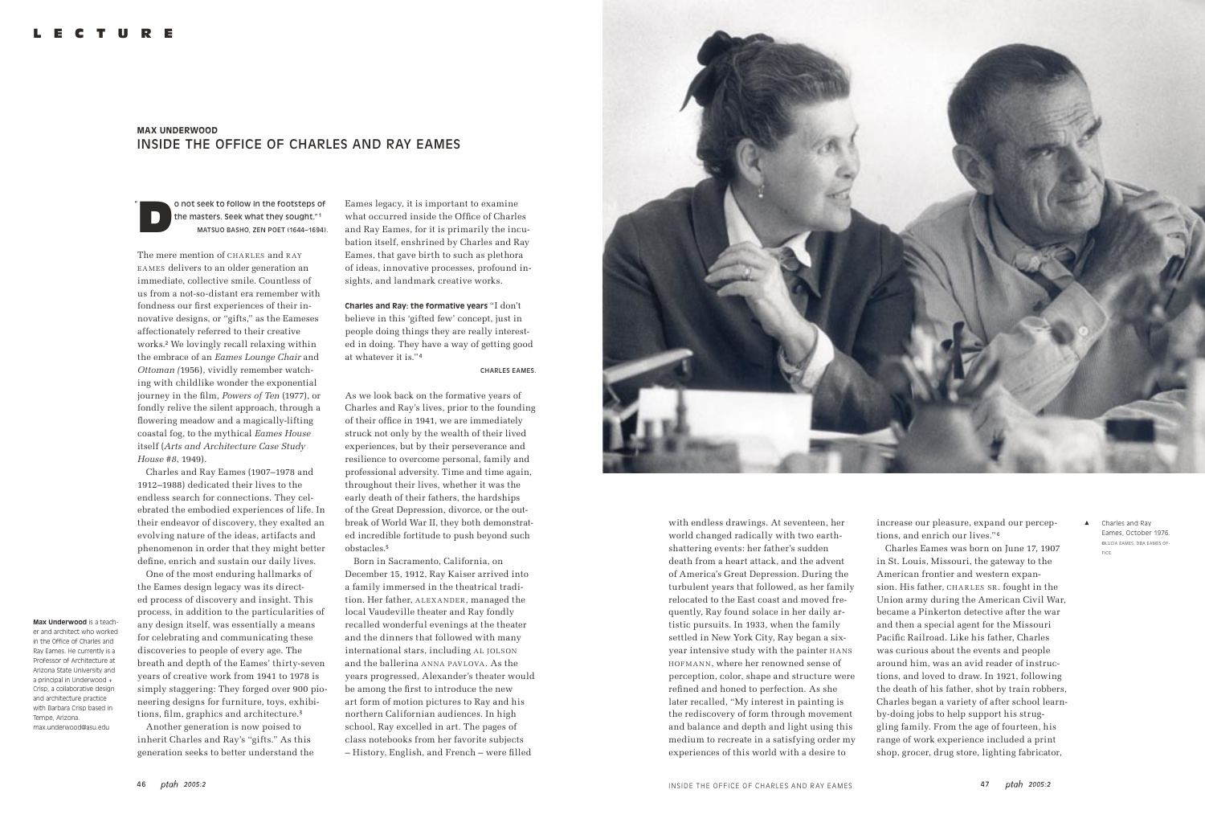# MAX UNDERWOOD
## INSIDE THE OFFICE OF CHARLES AND RAY EAMES

"Do not seek to follow in the footsteps of the masters. Seek what they sought."[1]
MATSUO BASHO, ZEN POET (1644–1694).

The mere mention of CHARLES and RAY EAMES delivers to an older generation an immediate, collective smile. Countless of us from a not-so-distant era remember with fondness our first experiences of their innovative designs, or "gifts," as the Eameses affectionately referred to their creative works.[2] We lovingly recall relaxing within the embrace of an *Eames Lounge Chair* and *Ottoman (*1956), vividly remember watching with childlike wonder the exponential journey in the film, *Powers of Ten* (1977), or fondly relive the silent approach, through a flowering meadow and a magically-lifting coastal fog, to the mythical *Eames House* itself (*Arts and Architecture Case Study House #8*, 1949).

Charles and Ray Eames (1907–1978 and 1912–1988) dedicated their lives to the endless search for connections. They celebrated the embodied experiences of life. In their endeavor of discovery, they exalted an evolving nature of the ideas, artifacts and phenomenon in order that they might better define, enrich and sustain our daily lives.

One of the most enduring hallmarks of the Eames design legacy was its directed process of discovery and insight. This process, in addition to the particularities of any design itself, was essentially a means for celebrating and communicating these discoveries to people of every age. The breath and depth of the Eames' thirty-seven years of creative work from 1941 to 1978 is simply staggering: They forged over 900 pioneering designs for furniture, toys, exhibitions, film, graphics and architecture.[3]

Another generation is now poised to inherit Charles and Ray's "gifts." As this generation seeks to better understand the Eames legacy, it is important to examine what occurred inside the Office of Charles and Ray Eames, for it is primarily the incubation itself, enshrined by Charles and Ray Eames, that gave birth to such as plethora of ideas, innovative processes, profound insights, and landmark creative works.

**Max Underwood** is a teacher and architect who worked in the Office of Charles and Ray Eames. He currently is a Professor of Architecture at Arizona State University and a principal in Underwood + Crisp, a collaborative design and architecture practice with Barbara Crisp based in Tempe, Arizona. max.underwood@asu.edu

**Charles and Ray: the formative years** "I don't believe in this 'gifted few' concept, just in people doing things they are really interested in doing. They have a way of getting good at whatever it is."[4]

CHARLES EAMES.

As we look back on the formative years of Charles and Ray's lives, prior to the founding of their office in 1941, we are immediately struck not only by the wealth of their lived experiences, but by their perseverance and resilience to overcome personal, family and professional adversity. Time and time again, throughout their lives, whether it was the early death of their fathers, the hardships of the Great Depression, divorce, or the outbreak of World War II, they both demonstrated incredible fortitude to push beyond such obstacles.[5]

Born in Sacramento, California, on December 15, 1912, Ray Kaiser arrived into a family immersed in the theatrical tradition. Her father, ALEXANDER, managed the local Vaudeville theater and Ray fondly recalled wonderful evenings at the theater and the dinners that followed with many international stars, including AL JOLSON and the ballerina ANNA PAVLOVA. As the years progressed, Alexander's theater would be among the first to introduce the new art form of motion pictures to Ray and his northern Californian audiences. In high school, Ray excelled in art. The pages of class notebooks from her favorite subjects – History, English, and French – were filled with endless drawings. At seventeen, her world changed radically with two earth-shattering events: her father's sudden death from a heart attack, and the advent of America's Great Depression. During the turbulent years that followed, as her family relocated to the East coast and moved frequently, Ray found solace in her daily artistic pursuits. In 1933, when the family settled in New York City, Ray began a six-year intensive study with the painter HANS HOFMANN, where her renowned sense of perception, color, shape and structure were refined and honed to perfection. As she later recalled, "My interest in painting is the rediscovery of form through movement and balance and depth and light using this medium to recreate in a satisfying order my experiences of this world with a desire to increase our pleasure, expand our perceptions, and enrich our lives."[6]

Charles Eames was born on June 17, 1907 in St. Louis, Missouri, the gateway to the American frontier and western expansion. His father, CHARLES SR. fought in the Union army during the American Civil War, became a Pinkerton detective after the war and then a special agent for the Missouri Pacific Railroad. Like his father, Charles was curious about the events and people around him, was an avid reader of instructions, and loved to draw. In 1921, following the death of his father, shot by train robbers, Charles began a variety of after school learn-by-doing jobs to help support his struggling family. From the age of fourteen, his range of work experience included a print shop, grocer, drug store, lighting fabricator,

▲ Charles and Ray Eames, October 1976. ©LUCIA EAMES, DBA EAMES OFFICE.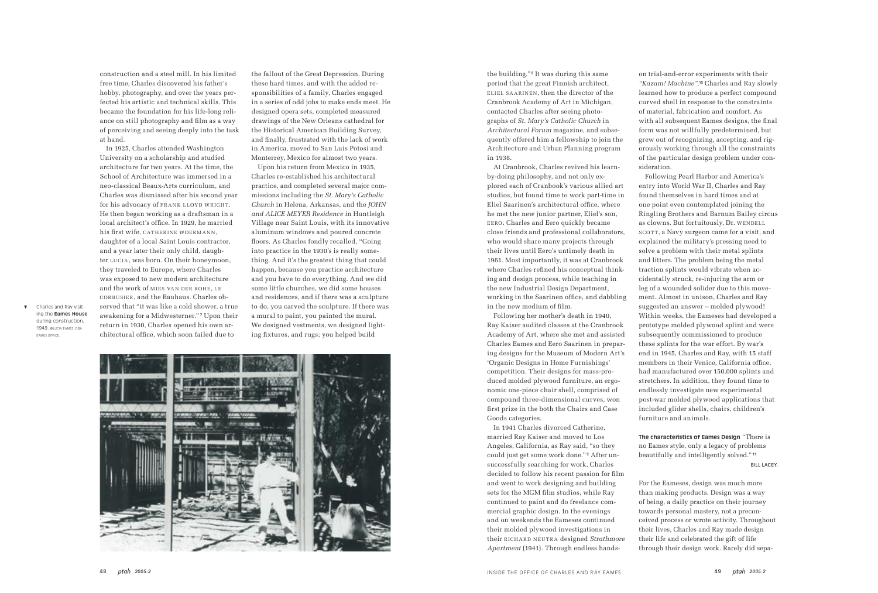construction and a steel mill. In his limited free time, Charles discovered his father's hobby, photography, and over the years perfected his artistic and technical skills. This became the foundation for his life-long reliance on still photography and film as a way of perceiving and seeing deeply into the task at hand.

In 1925, Charles attended Washington University on a scholarship and studied architecture for two years. At the time, the School of Architecture was immersed in a neo-classical Beaux-Arts curriculum, and Charles was dismissed after his second year for his advocacy of FRANK LLOYD WRIGHT. He then began working as a draftsman in a local architect's office. In 1929, he married his first wife, CATHERINE WOERMANN, daughter of a local Saint Louis contractor, and a year later their only child, daughter LUCIA, was born. On their honeymoon, they traveled to Europe, where Charles was exposed to new modern architecture and the work of MIES VAN DER ROHE, LE CORBUSIER, and the Bauhaus. Charles observed that "it was like a cold shower, a true awakening for a Midwesterner."[7] Upon their return in 1930, Charles opened his own architectural office, which soon failed due to the fallout of the Great Depression. During these hard times, and with the added responsibilities of a family, Charles engaged in a series of odd jobs to make ends meet. He designed opera sets, completed measured drawings of the New Orleans cathedral for the Historical American Building Survey, and finally, frustrated with the lack of work in America, moved to San Luis Potosi and Monterrey, Mexico for almost two years.

Upon his return from Mexico in 1935, Charles re-established his architectural practice, and completed several major commissions including the *St. Mary's Catholic Church* in Helena, Arkansas, and the *JOHN and ALICE MEYER Residence i*n Huntleigh Village near Saint Louis, with its innovative aluminum windows and poured concrete floors. As Charles fondly recalled, "Going into practice in the 1930's is really something. And it's the greatest thing that could happen, because you practice architecture and you have to do everything. And we did some little churches, we did some houses and residences, and if there was a sculpture to do, you carved the sculpture. If there was a mural to paint, you painted the mural. We designed vestments, we designed lighting fixtures, and rugs; you helped build the building."[8] It was during this same period that the great Finnish architect, ELIEL SAARINEN, then the director of the Cranbrook Academy of Art in Michigan, contacted Charles after seeing photographs of *St. Mary's Catholic Church* in *Architectural Forum* magazine, and subsequently offered him a fellowship to join the Architecture and Urban Planning program in 1938.

▼ Charles and Ray visiting the **Eames House** during construction, 1949. ©LUCIA EAMES, DBA EAMES OFFICE

At Cranbrook, Charles revived his learn-by-doing philosophy, and not only explored each of Cranbrook's various allied art studios, but found time to work part-time in Eliel Saarinen's architectural office, where he met the new junior partner, Eliel's son, EERO. Charles and Eero quickly became close friends and professional collaborators, who would share many projects through their lives until Eero's untimely death in 1961. Most importantly, it was at Cranbrook where Charles refined his conceptual thinking and design process, while teaching in the new Industrial Design Department, working in the Saarinen office, and dabbling in the new medium of film.

Following her mother's death in 1940, Ray Kaiser audited classes at the Cranbrook Academy of Art, where she met and assisted Charles Eames and Eero Saarinen in preparing designs for the Museum of Modern Art's 'Organic Designs in Home Furnishings' competition. Their designs for mass-produced molded plywood furniture, an ergonomic one-piece chair shell, comprised of compound three-dimensional curves, won first prize in the both the Chairs and Case Goods categories.

In 1941 Charles divorced Catherine, married Ray Kaiser and moved to Los Angeles, California, as Ray said, "so they could just get some work done."[9] After unsuccessfully searching for work, Charles decided to follow his recent passion for film and went to work designing and building sets for the MGM film studios, while Ray continued to paint and do freelance commercial graphic design. In the evenings and on weekends the Eameses continued their molded plywood investigations in their RICHARD NEUTRA designed *Strathmore Apartment* (1941). Through endless hands-on trial-and-error experiments with their *"Kazam! Machine"*,[10] Charles and Ray slowly learned how to produce a perfect compound curved shell in response to the constraints of material, fabrication and comfort. As with all subsequent Eames designs, the final form was not willfully predetermined, but grew out of recognizing, accepting, and rigorously working through all the constraints of the particular design problem under consideration.

Following Pearl Harbor and America's entry into World War II, Charles and Ray found themselves in hard times and at one point even contemplated joining the Ringling Brothers and Barnum Bailey circus as clowns. But fortuitously, Dr. WENDELL SCOTT, a Navy surgeon came for a visit, and explained the military's pressing need to solve a problem with their metal splints and litters. The problem being the metal traction splints would vibrate when accidentally struck, re-injuring the arm or leg of a wounded solider due to this movement. Almost in unison, Charles and Ray suggested an answer – molded plywood! Within weeks, the Eameses had developed a prototype molded plywood splint and were subsequently commissioned to produce these splints for the war effort. By war's end in 1945, Charles and Ray, with 15 staff members in their Venice, California office, had manufactured over 150,000 splints and stretchers. In addition, they found time to endlessly investigate new experimental post-war molded plywood applications that included glider shells, chairs, children's furniture and animals.

**The characteristics of Eames Design** "There is no Eames style, only a legacy of problems beautifully and intelligently solved."[11]

BILL LACEY.

For the Eameses, design was much more than making products. Design was a way of being, a daily practice on their journey towards personal mastery, not a preconceived process or wrote activity. Throughout their lives, Charles and Ray made design their life and celebrated the gift of life through their design work. Rarely did sepa-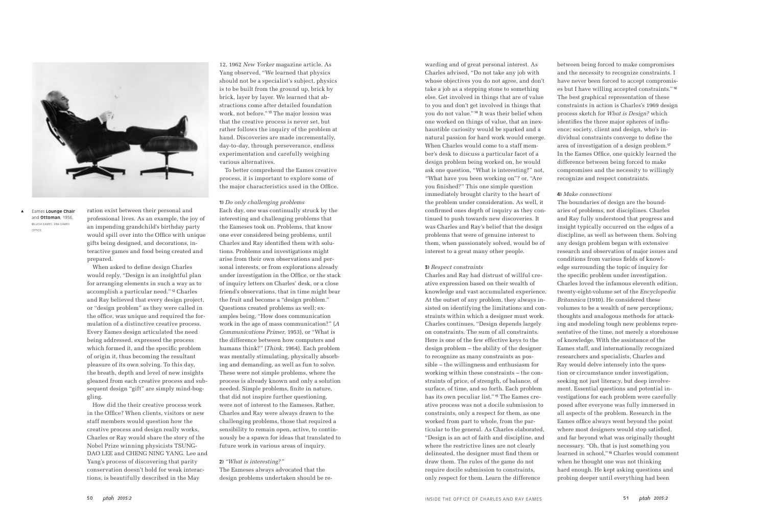▲ Eames **Lounge Chair** and **Ottoman**, 1956. ©LUCIA EAMES, DBA EAMES OFFICE

ration exist between their personal and professional lives. As an example, the joy of an impending grandchild's birthday party would spill over into the Office with unique gifts being designed, and decorations, interactive games and food being created and prepared.

When asked to define design Charles would reply, "Design is an insightful plan for arranging elements in such a way as to accomplish a particular need."[12] Charles and Ray believed that every design project, or "design problem" as they were called in the office, was unique and required the formulation of a distinctive creative process. Every Eames design articulated the need being addressed, expressed the process which formed it, and the specific problem of origin it, thus becoming the resultant pleasure of its own solving. To this day, the breath, depth and level of new insights gleaned from each creative process and subsequent design "gift" are simply mind-boggling.

How did the their creative process work in the Office? When clients, visitors or new staff members would question how the creative process and design really works, Charles or Ray would share the story of the Nobel Prize winning physicists TSUNG-DAO LEE and CHENG NING YANG. Lee and Yang's process of discovering that parity conservation doesn't hold for weak interactions, is beautifully described in the May 12, 1962 *New Yorker* magazine article. As Yang observed, "We learned that physics should not be a specialist's subject, physics is to be built from the ground up, brick by brick, layer by layer. We learned that abstractions come after detailed foundation work, not before."[13] The major lesson was that the creative process is never set, but rather follows the inquiry of the problem at hand. Discoveries are made incrementally, day-to-day, through perseverance, endless experimentation and carefully weighing various alternatives.

To better comprehend the Eames creative process, it is important to explore some of the major characteristics used in the Office.

**1)** *Do only challenging problems*

Each day, one was continually struck by the interesting and challenging problems that the Eameses took on. Problems, that know one ever considered being problems, until Charles and Ray identified them with solutions. Problems and investigations might arise from their own observations and personal interests, or from explorations already under investigation in the Office, or the stack of inquiry letters on Charles' desk, or a close friend's observations, that in time might bear the fruit and become a "design problem." Questions created problems as well; examples being, "How does communication work in the age of mass communication?" (*A Communications Primer*, 1953), or "What is the difference between how computers and humans think?" (*Think*, 1964). Each problem was mentally stimulating, physically absorbing and demanding, as well as fun to solve. These were not simple problems, where the process is already known and only a solution needed. Simple problems, finite in nature, that did not inspire further questioning, were not of interest to the Eameses. Rather, Charles and Ray were always drawn to the challenging problems, those that required a sensibility to remain open, active, to continuously be a spawn for ideas that translated to future work in various areas of inquiry.

**2)** *"What is interesting?"*

The Eameses always advocated that the design problems undertaken should be rewarding and of great personal interest. As Charles advised, "Do not take any job with whose objectives you do not agree, and don't take a job as a stepping stone to something else. Get involved in things that are of value to you and don't get involved in things that you do not value."[14] It was their belief when one worked on things of value, that an inexhaustible curiosity would be sparked and a natural passion for hard work would emerge. When Charles would come to a staff member's desk to discuss a particular facet of a design problem being worked on, he would ask one question, "What is interesting?" not, "What have you been working on"? or, "Are you finished?" This one simple question immediately brought clarity to the heart of the problem under consideration. As well, it confirmed ones depth of inquiry as they continued to push towards new discoveries. It was Charles and Ray's belief that the design problems that were of genuine interest to them, when passionately solved, would be of interest to a great many other people.

**3)** *Respect constraints*

Charles and Ray had distrust of willful creative expression based on their wealth of knowledge and vast accumulated experience. At the outset of any problem, they always insisted on identifying the limitations and constraints within which a designer must work. Charles continues, "Design depends largely on constraints. The sum of all constraints. Here is one of the few effective keys to the design problem – the ability of the designer to recognize as many constraints as possible – the willingness and enthusiasm for working within these constraints – the constraints of price, of strength, of balance, of surface, of time, and so forth. Each problem has its own peculiar list."[15] The Eames creative process was not a docile submission to constraints, only a respect for them, as one worked from part to whole, from the particular to the general. As Charles elaborated, "Design is an act of faith and discipline, and where the restrictive lines are not clearly delineated, the designer must find them or draw them. The rules of the game do not require docile submission to constraints, only respect for them. Learn the difference between being forced to make compromises and the necessity to recognize constraints. I have never been forced to accept compromises but I have willing accepted constraints."[16] The best graphical representation of these constraints in action is Charles's 1969 design process sketch for *What is Design?* which identifies the three major spheres of influence; society, client and design, who's individual constraints converge to define the area of investigation of a design problem.[17] In the Eames Office, one quickly learned the difference between being forced to make compromises and the necessity to willingly recognize and respect constraints.

**4)** *Make connections*

The boundaries of design are the boundaries of problems, not disciplines. Charles and Ray fully understood that progress and insight typically occurred on the edges of a discipline, as well as between them. Solving any design problem began with extensive research and observation of major issues and conditions from various fields of knowledge surrounding the topic of inquiry for the specific problem under investigation. Charles loved the infamous eleventh edition, twenty-eight-volume set of the *Encyclopedia Britannica* (1910). He considered these volumes to be a wealth of new perceptions, thoughts and analogous methods for attacking and modeling tough new problems representative of the time, not merely a storehouse of knowledge. With the assistance of the Eames staff, and internationally recognized researchers and specialists, Charles and Ray would delve intensely into the question or circumstance under investigation, seeking not just literacy, but deep involvement. Essential questions and potential investigations for each problem were carefully posed after everyone was fully immersed in all aspects of the problem. Research in the Eames office always went beyond the point where most designers would stop satisfied, and far beyond what was originally thought necessary. "Oh, that is just something you learned in school,"[18] Charles would comment when he thought one was not thinking hard enough. He kept asking questions and probing deeper until everything had been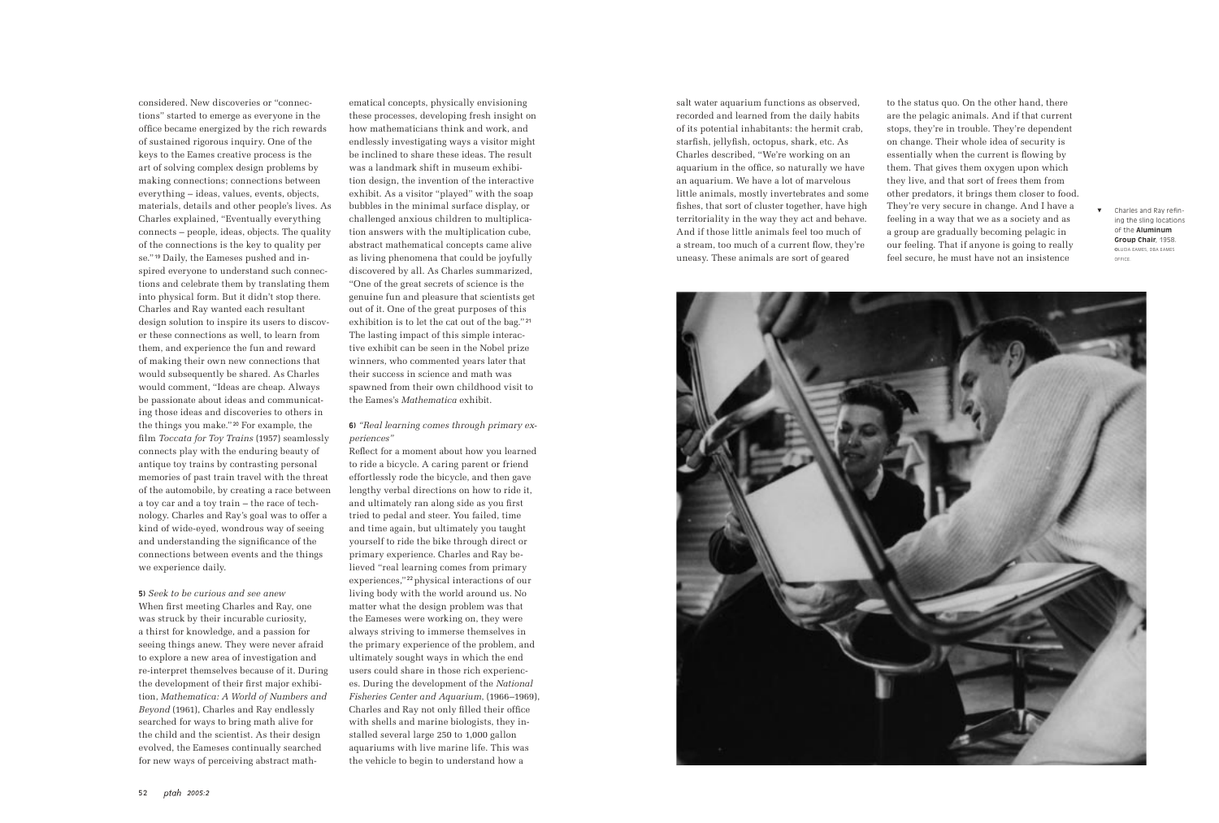considered. New discoveries or "connections" started to emerge as everyone in the office became energized by the rich rewards of sustained rigorous inquiry. One of the keys to the Eames creative process is the art of solving complex design problems by making connections; connections between everything – ideas, values, events, objects, materials, details and other people's lives. As Charles explained, "Eventually everything connects – people, ideas, objects. The quality of the connections is the key to quality per se."[19] Daily, the Eameses pushed and inspired everyone to understand such connections and celebrate them by translating them into physical form. But it didn't stop there. Charles and Ray wanted each resultant design solution to inspire its users to discover these connections as well, to learn from them, and experience the fun and reward of making their own new connections that would subsequently be shared. As Charles would comment, "Ideas are cheap. Always be passionate about ideas and communicating those ideas and discoveries to others in the things you make."[20] For example, the film *Toccata for Toy Trains* (1957) seamlessly connects play with the enduring beauty of antique toy trains by contrasting personal memories of past train travel with the threat of the automobile, by creating a race between a toy car and a toy train – the race of technology. Charles and Ray's goal was to offer a kind of wide-eyed, wondrous way of seeing and understanding the significance of the connections between events and the things we experience daily.

**5)** *Seek to be curious and see anew*

When first meeting Charles and Ray, one was struck by their incurable curiosity, a thirst for knowledge, and a passion for seeing things anew. They were never afraid to explore a new area of investigation and re-interpret themselves because of it. During the development of their first major exhibition, *Mathematica: A World of Numbers and Beyond* (1961), Charles and Ray endlessly searched for ways to bring math alive for the child and the scientist. As their design evolved, the Eameses continually searched for new ways of perceiving abstract mathematical concepts, physically envisioning these processes, developing fresh insight on how mathematicians think and work, and endlessly investigating ways a visitor might be inclined to share these ideas. The result was a landmark shift in museum exhibition design, the invention of the interactive exhibit. As a visitor "played" with the soap bubbles in the minimal surface display, or challenged anxious children to multiplication answers with the multiplication cube, abstract mathematical concepts came alive as living phenomena that could be joyfully discovered by all. As Charles summarized, "One of the great secrets of science is the genuine fun and pleasure that scientists get out of it. One of the great purposes of this exhibition is to let the cat out of the bag."[21] The lasting impact of this simple interactive exhibit can be seen in the Nobel prize winners, who commented years later that their success in science and math was spawned from their own childhood visit to the Eames's *Mathematica* exhibit.

**6)** *"Real learning comes through primary experiences"*

Reflect for a moment about how you learned to ride a bicycle. A caring parent or friend effortlessly rode the bicycle, and then gave lengthy verbal directions on how to ride it, and ultimately ran along side as you first tried to pedal and steer. You failed, time and time again, but ultimately you taught yourself to ride the bike through direct or primary experience. Charles and Ray believed "real learning comes from primary experiences,"[22] physical interactions of our living body with the world around us. No matter what the design problem was that the Eameses were working on, they were always striving to immerse themselves in the primary experience of the problem, and ultimately sought ways in which the end users could share in those rich experiences. During the development of the *National Fisheries Center and Aquarium*, (1966–1969), Charles and Ray not only filled their office with shells and marine biologists, they installed several large 250 to 1,000 gallon aquariums with live marine life. This was the vehicle to begin to understand how a salt water aquarium functions as observed, recorded and learned from the daily habits of its potential inhabitants: the hermit crab, starfish, jellyfish, octopus, shark, etc. As Charles described, "We're working on an aquarium in the office, so naturally we have an aquarium. We have a lot of marvelous little animals, mostly invertebrates and some fishes, that sort of cluster together, have high territoriality in the way they act and behave. And if those little animals feel too much of a stream, too much of a current flow, they're uneasy. These animals are sort of geared to the status quo. On the other hand, there are the pelagic animals. And if that current stops, they're in trouble. They're dependent on change. Their whole idea of security is essentially when the current is flowing by them. That gives them oxygen upon which they live, and that sort of frees them from other predators, it brings them closer to food. They're very secure in change. And I have a feeling in a way that we as a society and as a group are gradually becoming pelagic in our feeling. That if anyone is going to really feel secure, he must have not an insistence

▼ Charles and Ray refining the sling locations of the **Aluminum Group Chair**, 1958. ©LUCIA EAMES, DBA EAMES OFFICE.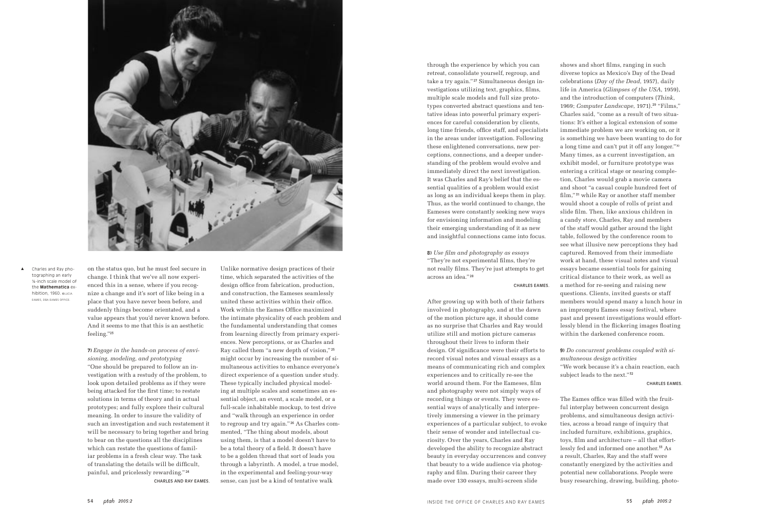Charles and Ray photographing an early ⅛-inch scale model of the **Mathematica** exhibition, 1960. ©LUCIA EAMES, DBA EAMES OFFICE

on the status quo, but he must feel secure in change. I think that we've all now experienced this in a sense, where if you recognize a change and it's sort of like being in a place that you have never been before, and suddenly things become orientated, and a value appears that you'd never known before. And it seems to me that this is an aesthetic feeling."[23]

**7)** *Engage in the hands-on process of envisioning, modeling, and prototyping*
"One should be prepared to follow an investigation with a restudy of the problem, to look upon detailed problems as if they were being attacked for the first time; to restate solutions in terms of theory and in actual prototypes; and fully explore their cultural meaning. In order to insure the validity of such an investigation and such restatement it will be necessary to bring together and bring to bear on the questions all the disciplines which can restate the questions of familiar problems in a fresh clear way. The task of translating the details will be difficult, painful, and pricelessly rewarding."[24]

CHARLES AND RAY EAMES.

Unlike normative design practices of their time, which separated the activities of the design office from fabrication, production, and construction, the Eameses seamlessly united these activities within their office. Work within the Eames Office maximized the intimate physicality of each problem and the fundamental understanding that comes from learning directly from primary experiences. New perceptions, or as Charles and Ray called them "a new depth of vision,"[25] might occur by increasing the number of simultaneous activities to enhance everyone's direct experience of a question under study. These typically included physical modeling at multiple scales and sometimes an essential object, an event, a scale model, or a full-scale inhabitable mockup, to test drive and "walk through an experience in order to regroup and try again."[26] As Charles commented, "The thing about models, about using them, is that a model doesn't have to be a total theory of a field. It doesn't have to be a golden thread that sort of leads you through a labyrinth. A model, a true model, in the experimental and feeling-your-way sense, can just be a kind of tentative walk through the experience by which you can retreat, consolidate yourself, regroup, and take a try again."[27] Simultaneous design investigations utilizing text, graphics, films, multiple scale models and full size prototypes converted abstract questions and tentative ideas into powerful primary experiences for careful consideration by clients, long time friends, office staff, and specialists in the areas under investigation. Following these enlightened conversations, new perceptions, connections, and a deeper understanding of the problem would evolve and immediately direct the next investigation. It was Charles and Ray's belief that the essential qualities of a problem would exist as long as an individual keeps them in play. Thus, as the world continued to change, the Eameses were constantly seeking new ways for envisioning information and modeling their emerging understanding of it as new and insightful connections came into focus.

**8)** *Use film and photography as essays*
"They're not experimental films, they're not really films. They're just attempts to get across an idea."[28]

CHARLES EAMES.

After growing up with both of their fathers involved in photography, and at the dawn of the motion picture age, it should come as no surprise that Charles and Ray would utilize still and motion picture cameras throughout their lives to inform their design. Of significance were their efforts to record visual notes and visual essays as a means of communicating rich and complex experiences and to critically re-see the world around them. For the Eameses, film and photography were not simply ways of recording things or events. They were essential ways of analytically and interpretively immersing a viewer in the primary experiences of a particular subject, to evoke their sense of wonder and intellectual curiosity. Over the years, Charles and Ray developed the ability to recognize abstract beauty in everyday occurrences and convey that beauty to a wide audience via photography and film. During their career they made over 130 essays, multi-screen slide shows and short films, ranging in such diverse topics as Mexico's Day of the Dead celebrations (*Day of the Dead*, 1957), daily life in America (*Glimpses of the USA*, 1959), and the introduction of computers (*Think*, 1969; *Computer Landscape*, 1971).[29] "Films," Charles said, "come as a result of two situations: It's either a logical extension of some immediate problem we are working on, or it is something we have been wanting to do for a long time and can't put it off any longer."[30] Many times, as a current investigation, an exhibit model, or furniture prototype was entering a critical stage or nearing completion, Charles would grab a movie camera and shoot "a casual couple hundred feet of film,"[31] while Ray or another staff member would shoot a couple of rolls of print and slide film. Then, like anxious children in a candy store, Charles, Ray and members of the staff would gather around the light table, followed by the conference room to see what illusive new perceptions they had captured. Removed from their immediate work at hand, these visual notes and visual essays became essential tools for gaining critical distance to their work, as well as a method for re-seeing and raising new questions. Clients, invited guests or staff members would spend many a lunch hour in an impromptu Eames essay festival, where past and present investigations would effortlessly blend in the flickering images floating within the darkened conference room.

**9)** *Do concurrent problems coupled with simultaneous design activities*
"We work because it's a chain reaction, each subject leads to the next."[32]

CHARLES EAMES.

The Eames office was filled with the fruitful interplay between concurrent design problems, and simultaneous design activities, across a broad range of inquiry that included furniture, exhibitions, graphics, toys, film and architecture – all that effortlessly fed and informed one another.[33] As a result, Charles, Ray and the staff were constantly energized by the activities and potential new collaborations. People were busy researching, drawing, building, photo-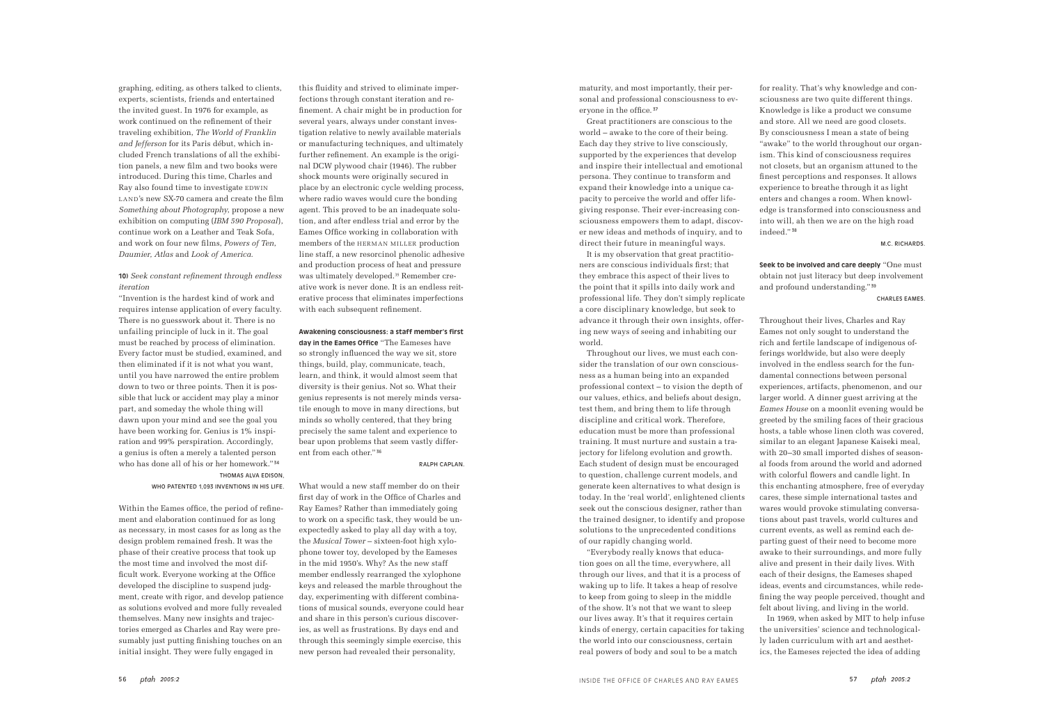graphing, editing, as others talked to clients, experts, scientists, friends and entertained the invited guest. In 1976 for example, as work continued on the refinement of their traveling exhibition, *The World of Franklin and Jefferson* for its Paris début, which included French translations of all the exhibition panels, a new film and two books were introduced. During this time, Charles and Ray also found time to investigate EDWIN LAND's new SX-70 camera and create the film *Something about Photography*, propose a new exhibition on computing (*IBM 590 Proposal*), continue work on a Leather and Teak Sofa, and work on four new films, *Powers of Ten*, *Daumier*, *Atlas* and *Look of America*.

**10)** *Seek constant refinement through endless iteration*

"Invention is the hardest kind of work and requires intense application of every faculty. There is no guesswork about it. There is no unfailing principle of luck in it. The goal must be reached by process of elimination. Every factor must be studied, examined, and then eliminated if it is not what you want, until you have narrowed the entire problem down to two or three points. Then it is possible that luck or accident may play a minor part, and someday the whole thing will dawn upon your mind and see the goal you have been working for. Genius is 1% inspiration and 99% perspiration. Accordingly, a genius is often a merely a talented person who has done all of his or her homework."[34]

THOMAS ALVA EDISON, WHO PATENTED 1,093 INVENTIONS IN HIS LIFE.

Within the Eames office, the period of refinement and elaboration continued for as long as necessary, in most cases for as long as the design problem remained fresh. It was the phase of their creative process that took up the most time and involved the most difficult work. Everyone working at the Office developed the discipline to suspend judgment, create with rigor, and develop patience as solutions evolved and more fully revealed themselves. Many new insights and trajectories emerged as Charles and Ray were presumably just putting finishing touches on an initial insight. They were fully engaged in this fluidity and strived to eliminate imperfections through constant iteration and refinement. A chair might be in production for several years, always under constant investigation relative to newly available materials or manufacturing techniques, and ultimately further refinement. An example is the original DCW plywood chair (1946). The rubber shock mounts were originally secured in place by an electronic cycle welding process, where radio waves would cure the bonding agent. This proved to be an inadequate solution, and after endless trial and error by the Eames Office working in collaboration with members of the HERMAN MILLER production line staff, a new resorcinol phenolic adhesive and production process of heat and pressure was ultimately developed.[35] Remember creative work is never done. It is an endless reiterative process that eliminates imperfections with each subsequent refinement.

**Awakening consciousness: a staff member's first day in the Eames Office** "The Eameses have so strongly influenced the way we sit, store things, build, play, communicate, teach, learn, and think, it would almost seem that diversity is their genius. Not so. What their genius represents is not merely minds versatile enough to move in many directions, but minds so wholly centered, that they bring precisely the same talent and experience to bear upon problems that seem vastly different from each other."[36]

RALPH CAPLAN.

What would a new staff member do on their first day of work in the Office of Charles and Ray Eames? Rather than immediately going to work on a specific task, they would be unexpectedly asked to play all day with a toy, the *Musical Tower* – sixteen-foot high xylophone tower toy, developed by the Eameses in the mid 1950's. Why? As the new staff member endlessly rearranged the xylophone keys and released the marble throughout the day, experimenting with different combinations of musical sounds, everyone could hear and share in this person's curious discoveries, as well as frustrations. By days end and through this seemingly simple exercise, this new person had revealed their personality, maturity, and most importantly, their personal and professional consciousness to everyone in the office.[37]

Great practitioners are conscious to the world – awake to the core of their being. Each day they strive to live consciously, supported by the experiences that develop and inspire their intellectual and emotional persona. They continue to transform and expand their knowledge into a unique capacity to perceive the world and offer life-giving response. Their ever-increasing consciousness empowers them to adapt, discover new ideas and methods of inquiry, and to direct their future in meaningful ways.

It is my observation that great practitioners are conscious individuals first; that they embrace this aspect of their lives to the point that it spills into daily work and professional life. They don't simply replicate a core disciplinary knowledge, but seek to advance it through their own insights, offering new ways of seeing and inhabiting our world.

Throughout our lives, we must each consider the translation of our own consciousness as a human being into an expanded professional context – to vision the depth of our values, ethics, and beliefs about design, test them, and bring them to life through discipline and critical work. Therefore, education must be more than professional training. It must nurture and sustain a trajectory for lifelong evolution and growth. Each student of design must be encouraged to question, challenge current models, and generate keen alternatives to what design is today. In the 'real world', enlightened clients seek out the conscious designer, rather than the trained designer, to identify and propose solutions to the unprecedented conditions of our rapidly changing world.

"Everybody really knows that education goes on all the time, everywhere, all through our lives, and that it is a process of waking up to life. It takes a heap of resolve to keep from going to sleep in the middle of the show. It's not that we want to sleep our lives away. It's that it requires certain kinds of energy, certain capacities for taking the world into our consciousness, certain real powers of body and soul to be a match for reality. That's why knowledge and consciousness are two quite different things. Knowledge is like a product we consume and store. All we need are good closets. By consciousness I mean a state of being "awake" to the world throughout our organism. This kind of consciousness requires not closets, but an organism attuned to the finest perceptions and responses. It allows experience to breathe through it as light enters and changes a room. When knowledge is transformed into consciousness and into will, ah then we are on the high road indeed."[38]

M.C. RICHARDS.

**Seek to be involved and care deeply** "One must obtain not just literacy but deep involvement and profound understanding."[39]

CHARLES EAMES.

Throughout their lives, Charles and Ray Eames not only sought to understand the rich and fertile landscape of indigenous offerings worldwide, but also were deeply involved in the endless search for the fundamental connections between personal experiences, artifacts, phenomenon, and our larger world. A dinner guest arriving at the *Eames House* on a moonlit evening would be greeted by the smiling faces of their gracious hosts, a table whose linen cloth was covered, similar to an elegant Japanese Kaiseki meal, with 20–30 small imported dishes of seasonal foods from around the world and adorned with colorful flowers and candle light. In this enchanting atmosphere, free of everyday cares, these simple international tastes and wares would provoke stimulating conversations about past travels, world cultures and current events, as well as remind each departing guest of their need to become more awake to their surroundings, and more fully alive and present in their daily lives. With each of their designs, the Eameses shaped ideas, events and circumstances, while redefining the way people perceived, thought and felt about living, and living in the world.

In 1969, when asked by MIT to help infuse the universities' science and technologically laden curriculum with art and aesthetics, the Eameses rejected the idea of adding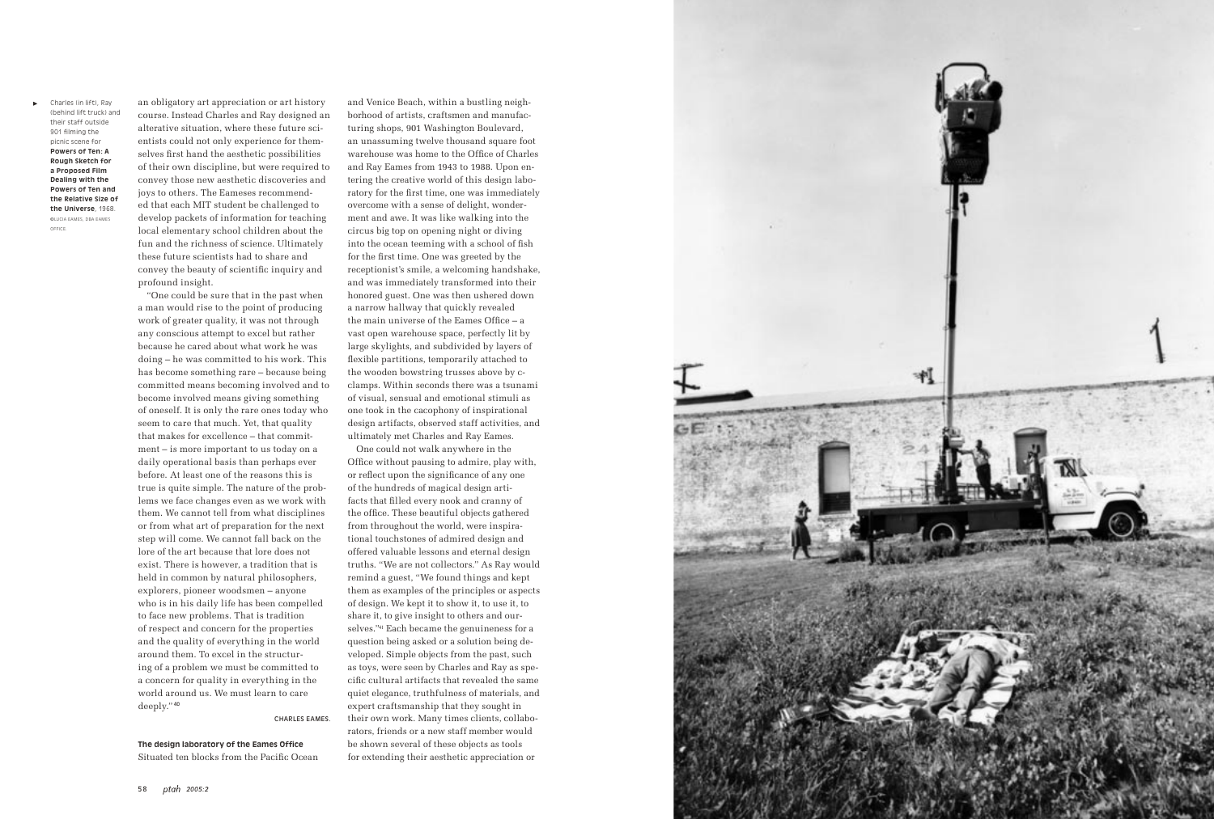▸ Charles (in lift), Ray (behind lift truck) and their staff outside 901 filming the picnic scene for **Powers of Ten: A Rough Sketch for a Proposed Film Dealing with the Powers of Ten and the Relative Size of the Universe**, 1968. ©LUCIA EAMES, DBA EAMES OFFICE

an obligatory art appreciation or art history course. Instead Charles and Ray designed an alterative situation, where these future scientists could not only experience for themselves first hand the aesthetic possibilities of their own discipline, but were required to convey those new aesthetic discoveries and joys to others. The Eameses recommended that each MIT student be challenged to develop packets of information for teaching local elementary school children about the fun and the richness of science. Ultimately these future scientists had to share and convey the beauty of scientific inquiry and profound insight.

"One could be sure that in the past when a man would rise to the point of producing work of greater quality, it was not through any conscious attempt to excel but rather because he cared about what work he was doing – he was committed to his work. This has become something rare – because being committed means becoming involved and to become involved means giving something of oneself. It is only the rare ones today who seem to care that much. Yet, that quality that makes for excellence – that commitment – is more important to us today on a daily operational basis than perhaps ever before. At least one of the reasons this is true is quite simple. The nature of the problems we face changes even as we work with them. We cannot tell from what disciplines or from what art of preparation for the next step will come. We cannot fall back on the lore of the art because that lore does not exist. There is however, a tradition that is held in common by natural philosophers, explorers, pioneer woodsmen – anyone who is in his daily life has been compelled to face new problems. That is tradition of respect and concern for the properties and the quality of everything in the world around them. To excel in the structuring of a problem we must be committed to a concern for quality in everything in the world around us. We must learn to care deeply."[40]

CHARLES EAMES.

**The design laboratory of the Eames Office**

Situated ten blocks from the Pacific Ocean and Venice Beach, within a bustling neighborhood of artists, craftsmen and manufacturing shops, 901 Washington Boulevard, an unassuming twelve thousand square foot warehouse was home to the Office of Charles and Ray Eames from 1943 to 1988. Upon entering the creative world of this design laboratory for the first time, one was immediately overcome with a sense of delight, wonderment and awe. It was like walking into the circus big top on opening night or diving into the ocean teeming with a school of fish for the first time. One was greeted by the receptionist's smile, a welcoming handshake, and was immediately transformed into their honored guest. One was then ushered down a narrow hallway that quickly revealed the main universe of the Eames Office – a vast open warehouse space, perfectly lit by large skylights, and subdivided by layers of flexible partitions, temporarily attached to the wooden bowstring trusses above by c-clamps. Within seconds there was a tsunami of visual, sensual and emotional stimuli as one took in the cacophony of inspirational design artifacts, observed staff activities, and ultimately met Charles and Ray Eames.

One could not walk anywhere in the Office without pausing to admire, play with, or reflect upon the significance of any one of the hundreds of magical design artifacts that filled every nook and cranny of the office. These beautiful objects gathered from throughout the world, were inspirational touchstones of admired design and offered valuable lessons and eternal design truths. "We are not collectors." As Ray would remind a guest, "We found things and kept them as examples of the principles or aspects of design. We kept it to show it, to use it, to share it, to give insight to others and ourselves."[41] Each became the genuineness for a question being asked or a solution being developed. Simple objects from the past, such as toys, were seen by Charles and Ray as specific cultural artifacts that revealed the same quiet elegance, truthfulness of materials, and expert craftsmanship that they sought in their own work. Many times clients, collaborators, friends or a new staff member would be shown several of these objects as tools for extending their aesthetic appreciation or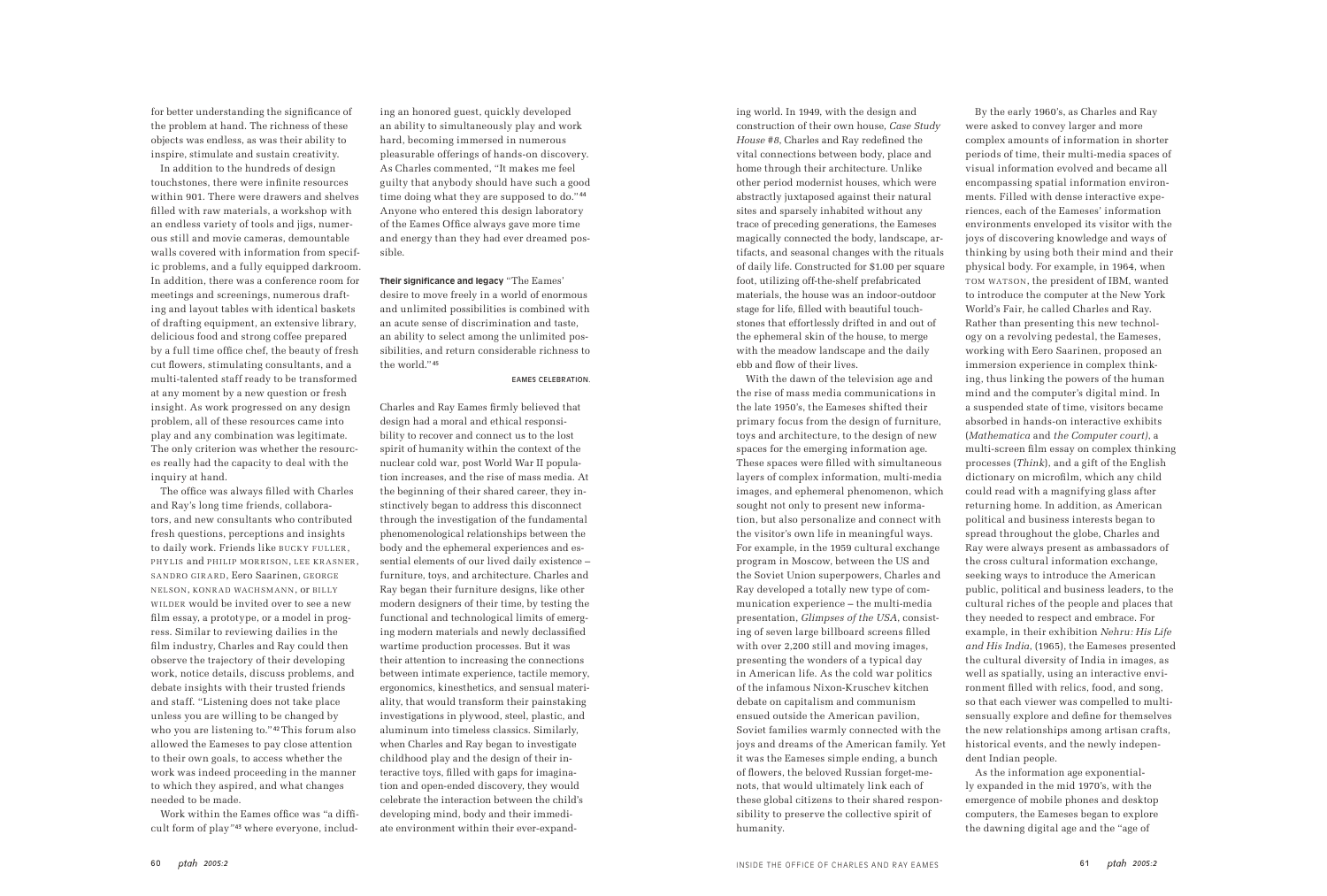for better understanding the significance of the problem at hand. The richness of these objects was endless, as was their ability to inspire, stimulate and sustain creativity.

In addition to the hundreds of design touchstones, there were infinite resources within 901. There were drawers and shelves filled with raw materials, a workshop with an endless variety of tools and jigs, numerous still and movie cameras, demountable walls covered with information from specific problems, and a fully equipped darkroom. In addition, there was a conference room for meetings and screenings, numerous drafting and layout tables with identical baskets of drafting equipment, an extensive library, delicious food and strong coffee prepared by a full time office chef, the beauty of fresh cut flowers, stimulating consultants, and a multi-talented staff ready to be transformed at any moment by a new question or fresh insight. As work progressed on any design problem, all of these resources came into play and any combination was legitimate. The only criterion was whether the resources really had the capacity to deal with the inquiry at hand.

The office was always filled with Charles and Ray's long time friends, collaborators, and new consultants who contributed fresh questions, perceptions and insights to daily work. Friends like BUCKY FULLER, PHYLIS and PHILIP MORRISON, LEE KRASNER, SANDRO GIRARD, Eero Saarinen, GEORGE NELSON, KONRAD WACHSMANN, or BILLY WILDER would be invited over to see a new film essay, a prototype, or a model in progress. Similar to reviewing dailies in the film industry, Charles and Ray could then observe the trajectory of their developing work, notice details, discuss problems, and debate insights with their trusted friends and staff. "Listening does not take place unless you are willing to be changed by who you are listening to."[42] This forum also allowed the Eameses to pay close attention to their own goals, to access whether the work was indeed proceeding in the manner to which they aspired, and what changes needed to be made.

Work within the Eames office was "a difficult form of play"[43] where everyone, including an honored guest, quickly developed an ability to simultaneously play and work hard, becoming immersed in numerous pleasurable offerings of hands-on discovery. As Charles commented, "It makes me feel guilty that anybody should have such a good time doing what they are supposed to do."[44] Anyone who entered this design laboratory of the Eames Office always gave more time and energy than they had ever dreamed possible.

**Their significance and legacy** "The Eames' desire to move freely in a world of enormous and unlimited possibilities is combined with an acute sense of discrimination and taste, an ability to select among the unlimited possibilities, and return considerable richness to the world."[45]

EAMES CELEBRATION.

Charles and Ray Eames firmly believed that design had a moral and ethical responsibility to recover and connect us to the lost spirit of humanity within the context of the nuclear cold war, post World War II population increases, and the rise of mass media. At the beginning of their shared career, they instinctively began to address this disconnect through the investigation of the fundamental phenomenological relationships between the body and the ephemeral experiences and essential elements of our lived daily existence – furniture, toys, and architecture. Charles and Ray began their furniture designs, like other modern designers of their time, by testing the functional and technological limits of emerging modern materials and newly declassified wartime production processes. But it was their attention to increasing the connections between intimate experience, tactile memory, ergonomics, kinesthetics, and sensual materiality, that would transform their painstaking investigations in plywood, steel, plastic, and aluminum into timeless classics. Similarly, when Charles and Ray began to investigate childhood play and the design of their interactive toys, filled with gaps for imagination and open-ended discovery, they would celebrate the interaction between the child's developing mind, body and their immediate environment within their ever-expanding world. In 1949, with the design and construction of their own house, *Case Study House #8*, Charles and Ray redefined the vital connections between body, place and home through their architecture. Unlike other period modernist houses, which were abstractly juxtaposed against their natural sites and sparsely inhabited without any trace of preceding generations, the Eameses magically connected the body, landscape, artifacts, and seasonal changes with the rituals of daily life. Constructed for $1.00 per square foot, utilizing off-the-shelf prefabricated materials, the house was an indoor-outdoor stage for life, filled with beautiful touchstones that effortlessly drifted in and out of the ephemeral skin of the house, to merge with the meadow landscape and the daily ebb and flow of their lives.

With the dawn of the television age and the rise of mass media communications in the late 1950's, the Eameses shifted their primary focus from the design of furniture, toys and architecture, to the design of new spaces for the emerging information age. These spaces were filled with simultaneous layers of complex information, multi-media images, and ephemeral phenomenon, which sought not only to present new information, but also personalize and connect with the visitor's own life in meaningful ways. For example, in the 1959 cultural exchange program in Moscow, between the US and the Soviet Union superpowers, Charles and Ray developed a totally new type of communication experience – the multi-media presentation, *Glimpses of the USA*, consisting of seven large billboard screens filled with over 2,200 still and moving images, presenting the wonders of a typical day in American life. As the cold war politics of the infamous Nixon-Kruschev kitchen debate on capitalism and communism ensued outside the American pavilion, Soviet families warmly connected with the joys and dreams of the American family. Yet it was the Eameses simple ending, a bunch of flowers, the beloved Russian forget-me-nots, that would ultimately link each of these global citizens to their shared responsibility to preserve the collective spirit of humanity.

By the early 1960's, as Charles and Ray were asked to convey larger and more complex amounts of information in shorter periods of time, their multi-media spaces of visual information evolved and became all encompassing spatial information environments. Filled with dense interactive experiences, each of the Eameses' information environments enveloped its visitor with the joys of discovering knowledge and ways of thinking by using both their mind and their physical body. For example, in 1964, when TOM WATSON, the president of IBM, wanted to introduce the computer at the New York World's Fair, he called Charles and Ray. Rather than presenting this new technology on a revolving pedestal, the Eameses, working with Eero Saarinen, proposed an immersion experience in complex thinking, thus linking the powers of the human mind and the computer's digital mind. In a suspended state of time, visitors became absorbed in hands-on interactive exhibits (*Mathematica* and *the Computer court)*, a multi-screen film essay on complex thinking processes (*Think*), and a gift of the English dictionary on microfilm, which any child could read with a magnifying glass after returning home. In addition, as American political and business interests began to spread throughout the globe, Charles and Ray were always present as ambassadors of the cross cultural information exchange, seeking ways to introduce the American public, political and business leaders, to the cultural riches of the people and places that they needed to respect and embrace. For example, in their exhibition *Nehru: His Life and His India*, (1965), the Eameses presented the cultural diversity of India in images, as well as spatially, using an interactive environment filled with relics, food, and song, so that each viewer was compelled to multi-sensually explore and define for themselves the new relationships among artisan crafts, historical events, and the newly independent Indian people.

As the information age exponentially expanded in the mid 1970's, with the emergence of mobile phones and desktop computers, the Eameses began to explore the dawning digital age and the "age of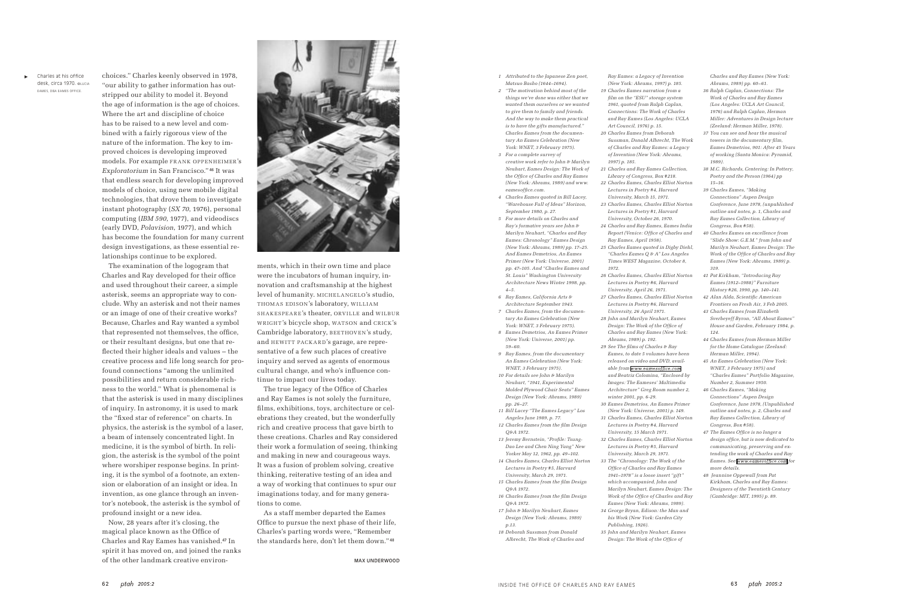Charles at his office desk, circa 1970. ©LUCIA EAMES, DBA EAMES OFFICE.

choices." Charles keenly observed in 1978, "our ability to gather information has outstripped our ability to model it. Beyond the age of information is the age of choices. Where the art and discipline of choice has to be raised to a new level and combined with a fairly rigorous view of the nature of the information. The key to improved choices is developing improved models. For example FRANK OPPENHEIMER's *Exploratorium* in San Francisco."[46] It was that endless search for developing improved models of choice, using new mobile digital technologies, that drove them to investigate instant photography (*SX 70*, 1976), personal computing (*IBM 590*, 1977), and videodiscs (early DVD, *Polavision*, 1977), and which has become the foundation for many current design investigations, as these essential relationships continue to be explored.

The examination of the logogram that Charles and Ray developed for their office and used throughout their career, a simple asterisk, seems an appropriate way to conclude. Why an asterisk and not their names or an image of one of their creative works? Because, Charles and Ray wanted a symbol that represented not themselves, the office, or their resultant designs, but one that reflected their higher ideals and values – the creative process and life long search for profound connections "among the unlimited possibilities and return considerable richness to the world." What is phenomenal is that the asterisk is used in many disciplines of inquiry. In astronomy, it is used to mark the "fixed star of reference" on charts. In physics, the asterisk is the symbol of a laser, a beam of intensely concentrated light. In medicine, it is the symbol of birth. In religion, the asterisk is the symbol of the point where worshiper response begins. In printing, it is the symbol of a footnote, an extension or elaboration of an insight or idea. In invention, as one glance through an inventor's notebook, the asterisk is the symbol of profound insight or a new idea.

Now, 28 years after it's closing, the magical place known as the Office of Charles and Ray Eames has vanished.[47] In spirit it has moved on, and joined the ranks of the other landmark creative environments, which in their own time and place were the incubators of human inquiry, innovation and craftsmanship at the highest level of humanity. MICHELANGELO's studio, THOMAS EDISON's laboratory, WILLIAM SHAKESPEARE's theater, ORVILLE and WILBUR WRIGHT's bicycle shop, WATSON and CRICK's Cambridge laboratory, BEETHOVEN's study, and HEWITT PACKARD's garage, are representative of a few such places of creative inquiry and served as agents of enormous cultural change, and who's influence continue to impact our lives today.

The true legacy of the Office of Charles and Ray Eames is not solely the furniture, films, exhibitions, toys, architecture or celebrations they created, but the wonderfully rich and creative process that gave birth to these creations. Charles and Ray considered their work a formulation of seeing, thinking and making in new and courageous ways. It was a fusion of problem solving, creative thinking, reiterative testing of an idea and a way of working that continues to spur our imaginations today, and for many generations to come.

As a staff member departed the Eames Office to pursue the next phase of their life, Charles's parting words were, "Remember the standards here, don't let them down."[48]

MAX UNDERWOOD

*1 Attributed to the Japanese Zen poet, Matsuo Basho (1644–1694).*

*2 "The motivation behind most of the things we've done was either that we wanted them ourselves or we wanted to give them to family and friends. And the way to make them practical is to have the gifts manufactured." Charles Eames from the documentary An Eames Celebration (New York: WNET, 3 February 1975).*

*3 For a complete survey of creative work refer to John & Marilyn Neuhart, Eames Design: The Work of the Office of Charles and Ray Eames (New York: Abrams, 1989) and www.eamesoffice.com.*

*4 Charles Eames quoted in Bill Lacey, "Warehouse Full of Ideas" Horizon, September 1980, p. 27.*

*5 For more details on Charles and Ray's formative years see John & Marilyn Neuhart, "Charles and Ray Eames: Chronology" Eames Design (New York: Abrams, 1989) pp. 17–25. And Eames Demetrios, An Eames Primer (New York: Universe, 2001) pp. 47–105. And "Charles Eames and St. Louis" Washington University Architecture News Winter 1998, pp. 4–5.*

*6 Ray Eames, California Arts & Architecture September 1943.*

*7 Charles Eames, from the documentary An Eames Celebration (New York: WNET, 3 February 1975).*

*8 Eames Demetrios, An Eames Primer (New York: Universe, 2001) pp. 59–60.*

*9 Ray Eames, from the documentary An Eames Celebration (New York: WNET, 3 February 1975).*

*10 For details see John & Marilyn Neuhart, "1941, Experimental Molded Plywood Chair Seats" Eames Design (New York: Abrams, 1989) pp. 26–27.*

*11 Bill Lacey "The Eames Legacy" Los Angeles June 1989, p. 77.*

*12 Charles Eames from the film Design Q&A 1972.*

*13 Jeremy Bernstein, "Profile: Tsung-Dao Lee and Chen Ning Yang" New Yorker May 12, 1962, pp. 49–102.*

*14 Charles Eames, Charles Elliot Norton Lectures in Poetry #5, Harvard University, March 29, 1971.*

*15 Charles Eames from the film Design Q&A 1972.*

*16 Charles Eames from the film Design Q&A 1972.*

*17 John & Marilyn Neuhart, Eames Design (New York: Abrams, 1989) p.13.*

*18 Deborah Sussman from Donald Albrecht, The Work of Charles and Ray Eames: a Legacy of Invention (New York: Abrams, 1997) p. 185.*

*19 Charles Eames narration from a film on the "ESU" storage system 1961, quoted from Ralph Caplan, Connections: The Work of Charles and Ray Eames (Los Angeles: UCLA Art Council, 1976) p. 15.*

*20 Charles Eames from Deborah Sussman, Donald Albrecht, The Work of Charles and Ray Eames: a Legacy of Invention (New York: Abrams, 1997) p. 185.*

*21 Charles and Ray Eames Collection, Library of Congress, Box #218.*

*22 Charles Eames, Charles Elliot Norton Lectures in Poetry #4, Harvard University, March 15, 1971.*

*23 Charles Eames, Charles Elliot Norton Lectures in Poetry #1, Harvard University, October 26, 1970.*

*24 Charles and Ray Eames, Eames India Report (Venice: Office of Charles and Ray Eames, April 1958).*

*25 Charles Eames quoted in Digby Diehl, "Charles Eames Q & A" Los Angeles Times WEST Magazine, October 8, 1972.*

*26 Charles Eames, Charles Elliot Norton Lectures in Poetry #6, Harvard University, April 26, 1971.*

*27 Charles Eames, Charles Elliot Norton Lectures in Poetry #6, Harvard University, 26 April 1971.*

*28 John and Marilyn Neuhart, Eames Design: The Work of the Office of Charles and Ray Eames (New York: Abrams, 1989) p. 192.*

*29 See The films of Charles & Ray Eames, to date 5 volumes have been released on video and DVD, available from www.eamesoffice.com and Beatriz Colomina, "Enclosed by Images: The Eameses' Multimedia Architecture" Grey Room number 2, winter 2001, pp. 6–29.*

*30 Eames Demetrios, An Eames Primer (New York: Universe, 2001) p. 149.*

*31 Charles Eames, Charles Elliot Norton Lectures in Poetry #4, Harvard University, 15 March 1971.*

*32 Charles Eames, Charles Elliot Norton Lectures in Poetry #5, Harvard University, March 29, 1971.*

*33 The "Chronology: The Work of the Office of Charles and Ray Eames 1941–1978" is a loose insert "gift" which accompanied, John and Marilyn Neuhart, Eames Design: The Work of the Office of Charles and Ray Eames (New York: Abrams, 1989).*

*34 George Bryan, Edison: the Man and his Work (New York: Garden City Publishing, 1926).*

*35 John and Marilyn Neuhart, Eames Design: The Work of the Office of Charles and Ray Eames (New York: Abrams, 1989) pp. 60–61.*

*36 Ralph Caplan, Connections: The Work of Charles and Ray Eames (Los Angeles: UCLA Art Council, 1976) and Ralph Caplan, Herman Miller: Adventures in Design lecture (Zeeland: Herman Miller, 1978).*

*37 You can see and hear the musical towers in the documentary film, Eames Demetrios, 901: After 45 Years of working (Santa Monica: Pyramid, 1989).*

*38 M.C. Richards, Centering: In Pottery, Poetry and the Person (1964) pp 15–16.*

*39 Charles Eames, "Making Connections" Aspen Design Conference, June 1978, (unpublished outline and notes, p. 1, Charles and Ray Eames Collection, Library of Congress, Box #58).*

*40 Charles Eames on excellence from "Slide Show: G.E.M." from John and Marilyn Neuhart, Eames Design: The Work of the Office of Charles and Ray Eames (New York: Abrams, 1989) p. 319.*

*41 Pat Kirkham, "Introducing Ray Eames (1912–1988)" Furniture History #26, 1990, pp. 140–141.*

*42 Alan Alda, Scientific American Frontiers on Fresh Air, 3 Feb 2005.*

*43 Charles Eames from Elizabeth Sverbeyeff Byron, "All About Eames" House and Garden, February 1984, p. 124.*

*44 Charles Eames from Herman Miller for the Home Catalogue (Zeeland: Herman Miller, 1994).*

*45 An Eames Celebration (New York: WNET, 3 February 1975) and "Charles Eames" Portfolio Magazine, Number 2, Summer 1950.*

*46 Charles Eames, "Making Connections" Aspen Design Conference, June 1978, (Unpublished outline and notes, p. 2, Charles and Ray Eames Collection, Library of Congress, Box #58).*

*47 The Eames Office is no longer a design office, but is now dedicated to communicating, preserving and extending the work of Charles and Ray Eames. See www.eamesoffice.com for more details.*

*48 Jeannine Oppewall from Pat Kirkham, Charles and Ray Eames: Designers of the Twentieth Century (Cambridge: MIT, 1995) p. 89.*